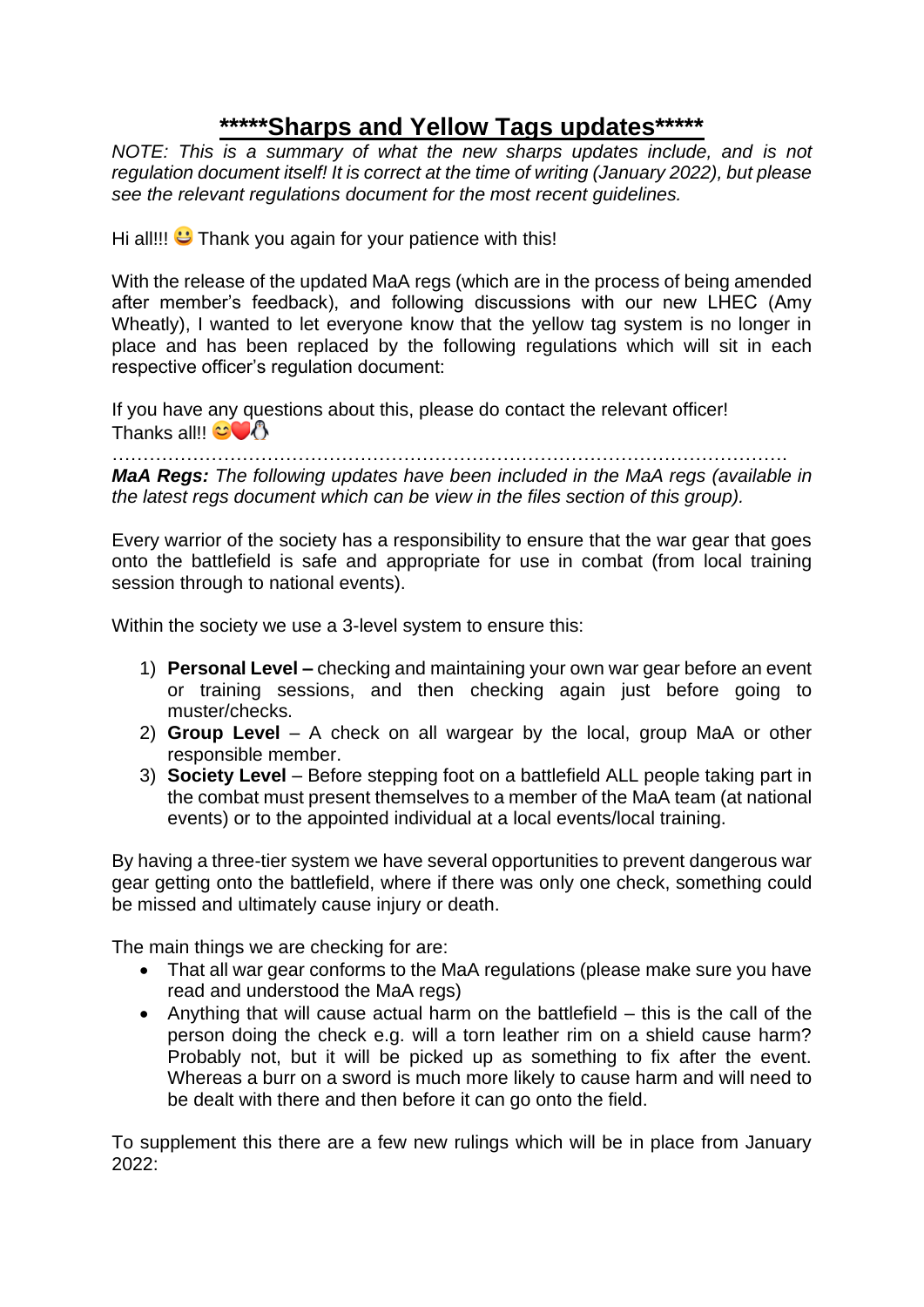# *****Sharps and Yellow Tags updates*****

*NOTE: This is a summary of what the new sharps updates include, and is not regulation document itself! It is correct at the time of writing (January 2022), but please see the relevant regulations document for the most recent guidelines.*

Hi all!!! 😀 Thank you again for your patience with this!

With the release of the updated MaA regs (which are in the process of being amended after member's feedback), and following discussions with our new LHEC (Amy Wheatly), I wanted to let everyone know that the yellow tag system is no longer in place and has been replaced by the following regulations which will sit in each respective officer's regulation document:

If you have any questions about this, please do contact the relevant officer!
Thanks all!! 😊❤️🐧

……………………………………………………………………………………………….

***MaA Regs:*** *The following updates have been included in the MaA regs (available in the latest regs document which can be view in the files section of this group).*

Every warrior of the society has a responsibility to ensure that the war gear that goes onto the battlefield is safe and appropriate for use in combat (from local training session through to national events).

Within the society we use a 3-level system to ensure this:

1) **Personal Level –** checking and maintaining your own war gear before an event or training sessions, and then checking again just before going to muster/checks.
2) **Group Level** – A check on all wargear by the local, group MaA or other responsible member.
3) **Society Level** – Before stepping foot on a battlefield ALL people taking part in the combat must present themselves to a member of the MaA team (at national events) or to the appointed individual at a local events/local training.

By having a three-tier system we have several opportunities to prevent dangerous war gear getting onto the battlefield, where if there was only one check, something could be missed and ultimately cause injury or death.

The main things we are checking for are:

- That all war gear conforms to the MaA regulations (please make sure you have read and understood the MaA regs)
- Anything that will cause actual harm on the battlefield – this is the call of the person doing the check e.g. will a torn leather rim on a shield cause harm? Probably not, but it will be picked up as something to fix after the event. Whereas a burr on a sword is much more likely to cause harm and will need to be dealt with there and then before it can go onto the field.

To supplement this there are a few new rulings which will be in place from January 2022: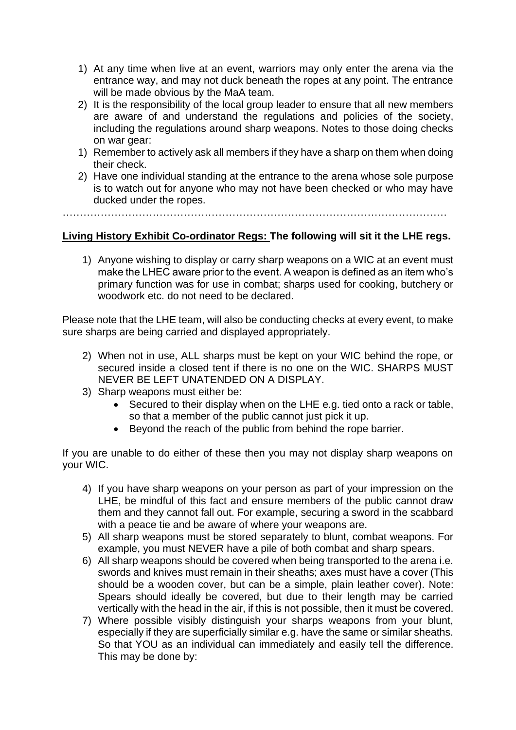1) At any time when live at an event, warriors may only enter the arena via the entrance way, and may not duck beneath the ropes at any point. The entrance will be made obvious by the MaA team.
2) It is the responsibility of the local group leader to ensure that all new members are aware of and understand the regulations and policies of the society, including the regulations around sharp weapons. Notes to those doing checks on war gear:

1) Remember to actively ask all members if they have a sharp on them when doing their check.
2) Have one individual standing at the entrance to the arena whose sole purpose is to watch out for anyone who may not have been checked or who may have ducked under the ropes.

…………………………………………………………………………………………………

**<u>Living History Exhibit Co-ordinator Regs:</u> The following will sit it the LHE regs.**

1) Anyone wishing to display or carry sharp weapons on a WIC at an event must make the LHEC aware prior to the event. A weapon is defined as an item who's primary function was for use in combat; sharps used for cooking, butchery or woodwork etc. do not need to be declared.

Please note that the LHE team, will also be conducting checks at every event, to make sure sharps are being carried and displayed appropriately.

2) When not in use, ALL sharps must be kept on your WIC behind the rope, or secured inside a closed tent if there is no one on the WIC. SHARPS MUST NEVER BE LEFT UNATENDED ON A DISPLAY.
3) Sharp weapons must either be:
   - Secured to their display when on the LHE e.g. tied onto a rack or table, so that a member of the public cannot just pick it up.
   - Beyond the reach of the public from behind the rope barrier.

If you are unable to do either of these then you may not display sharp weapons on your WIC.

4) If you have sharp weapons on your person as part of your impression on the LHE, be mindful of this fact and ensure members of the public cannot draw them and they cannot fall out. For example, securing a sword in the scabbard with a peace tie and be aware of where your weapons are.
5) All sharp weapons must be stored separately to blunt, combat weapons. For example, you must NEVER have a pile of both combat and sharp spears.
6) All sharp weapons should be covered when being transported to the arena i.e. swords and knives must remain in their sheaths; axes must have a cover (This should be a wooden cover, but can be a simple, plain leather cover). Note: Spears should ideally be covered, but due to their length may be carried vertically with the head in the air, if this is not possible, then it must be covered.
7) Where possible visibly distinguish your sharps weapons from your blunt, especially if they are superficially similar e.g. have the same or similar sheaths. So that YOU as an individual can immediately and easily tell the difference. This may be done by: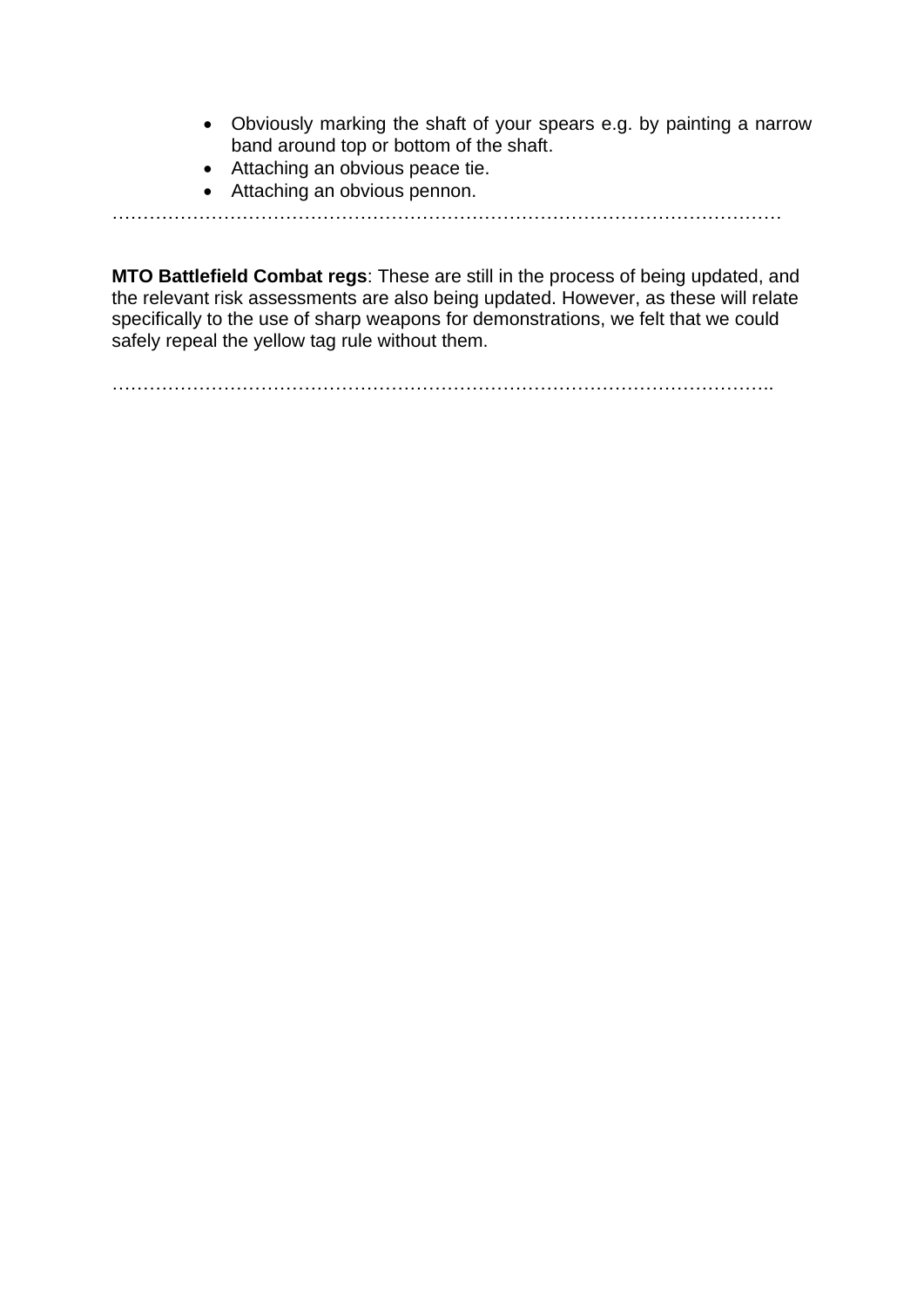- Obviously marking the shaft of your spears e.g. by painting a narrow band around top or bottom of the shaft.
- Attaching an obvious peace tie.
- Attaching an obvious pennon.

…………………………………………………………………………………………………

**MTO Battlefield Combat regs**: These are still in the process of being updated, and the relevant risk assessments are also being updated. However, as these will relate specifically to the use of sharp weapons for demonstrations, we felt that we could safely repeal the yellow tag rule without them.

………………………………………………………………………………………………..